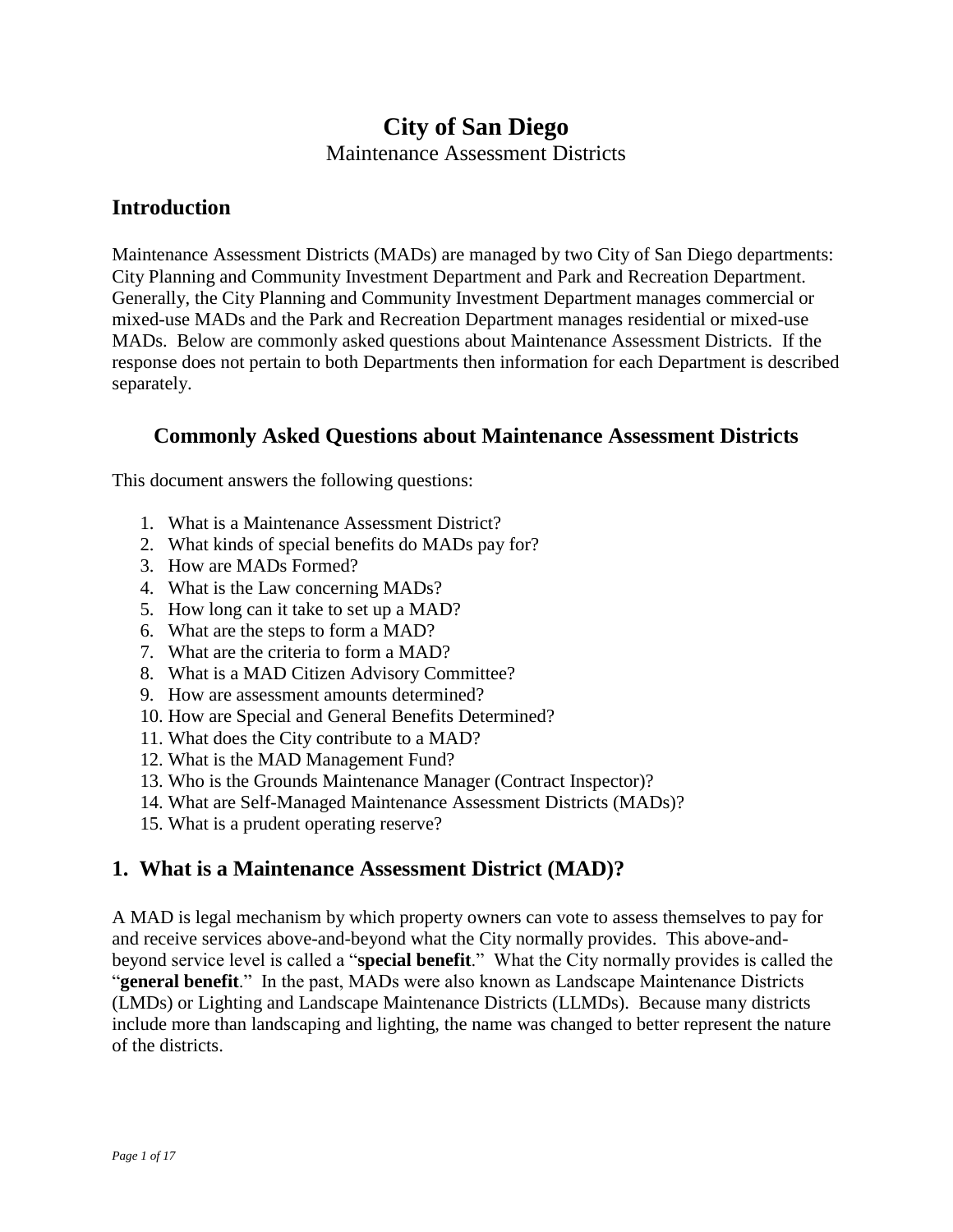# City of San Diego

Maintenance Assessment Districts

## Introduction

Maintenance Assessment Districts (MADs) are managed by two City of San Diego departments: City Planning and Community Investment Department and Park and Recreation Department. Generally, the City Planning and Community Investment Department manages commercial or mixed-use MADs and the Park and Recreation Department manages residential or mixed-use MADs. Below are commonly asked questions about Maintenance Assessment Districts. If the response does not pertain to both Departments then information for each Department is described separately.

## Commonly Asked Questions about Maintenance Assessment Districts

This document answers the following questions:

1. What is a Maintenance Assessment District?
2. What kinds of special benefits do MADs pay for?
3. How are MADs Formed?
4. What is the Law concerning MADs?
5. How long can it take to set up a MAD?
6. What are the steps to form a MAD?
7. What are the criteria to form a MAD?
8. What is a MAD Citizen Advisory Committee?
9. How are assessment amounts determined?
10. How are Special and General Benefits Determined?
11. What does the City contribute to a MAD?
12. What is the MAD Management Fund?
13. Who is the Grounds Maintenance Manager (Contract Inspector)?
14. What are Self-Managed Maintenance Assessment Districts (MADs)?
15. What is a prudent operating reserve?

## 1. What is a Maintenance Assessment District (MAD)?

A MAD is legal mechanism by which property owners can vote to assess themselves to pay for and receive services above-and-beyond what the City normally provides. This above-and-beyond service level is called a "**special benefit**." What the City normally provides is called the "**general benefit**." In the past, MADs were also known as Landscape Maintenance Districts (LMDs) or Lighting and Landscape Maintenance Districts (LLMDs). Because many districts include more than landscaping and lighting, the name was changed to better represent the nature of the districts.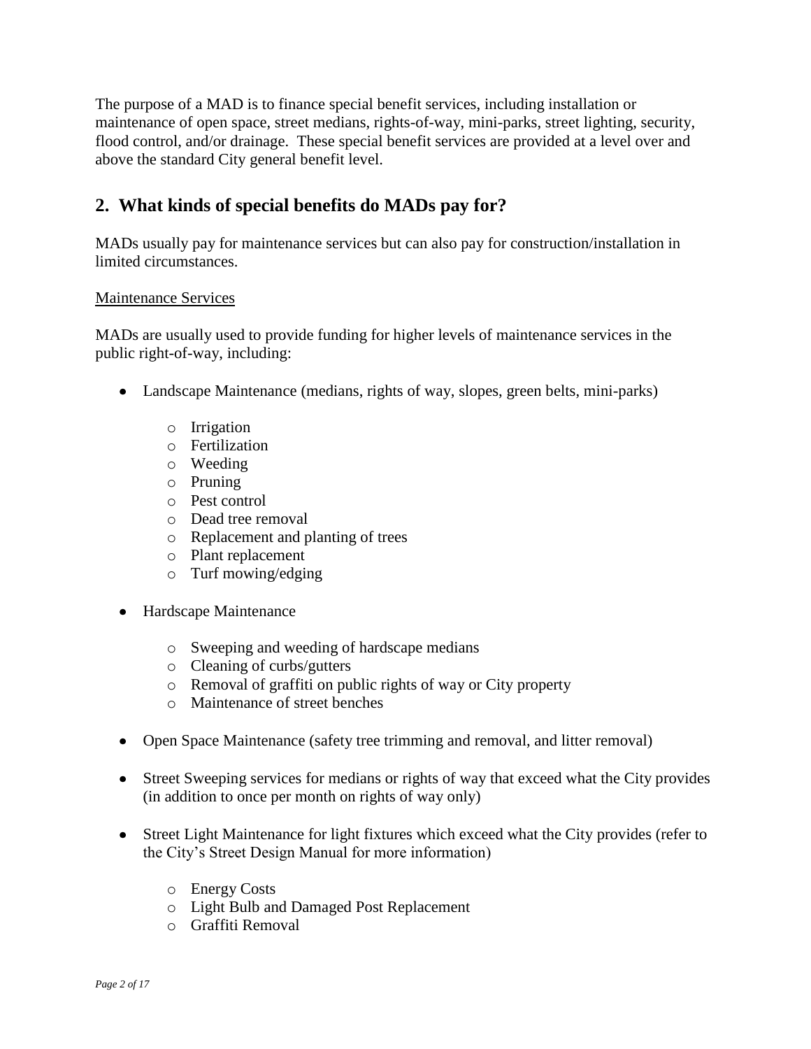The purpose of a MAD is to finance special benefit services, including installation or maintenance of open space, street medians, rights-of-way, mini-parks, street lighting, security, flood control, and/or drainage. These special benefit services are provided at a level over and above the standard City general benefit level.

## 2. What kinds of special benefits do MADs pay for?

MADs usually pay for maintenance services but can also pay for construction/installation in limited circumstances.

<u>Maintenance Services</u>

MADs are usually used to provide funding for higher levels of maintenance services in the public right-of-way, including:

- Landscape Maintenance (medians, rights of way, slopes, green belts, mini-parks)
  - Irrigation
  - Fertilization
  - Weeding
  - Pruning
  - Pest control
  - Dead tree removal
  - Replacement and planting of trees
  - Plant replacement
  - Turf mowing/edging
- Hardscape Maintenance
  - Sweeping and weeding of hardscape medians
  - Cleaning of curbs/gutters
  - Removal of graffiti on public rights of way or City property
  - Maintenance of street benches
- Open Space Maintenance (safety tree trimming and removal, and litter removal)
- Street Sweeping services for medians or rights of way that exceed what the City provides (in addition to once per month on rights of way only)
- Street Light Maintenance for light fixtures which exceed what the City provides (refer to the City's Street Design Manual for more information)
  - Energy Costs
  - Light Bulb and Damaged Post Replacement
  - Graffiti Removal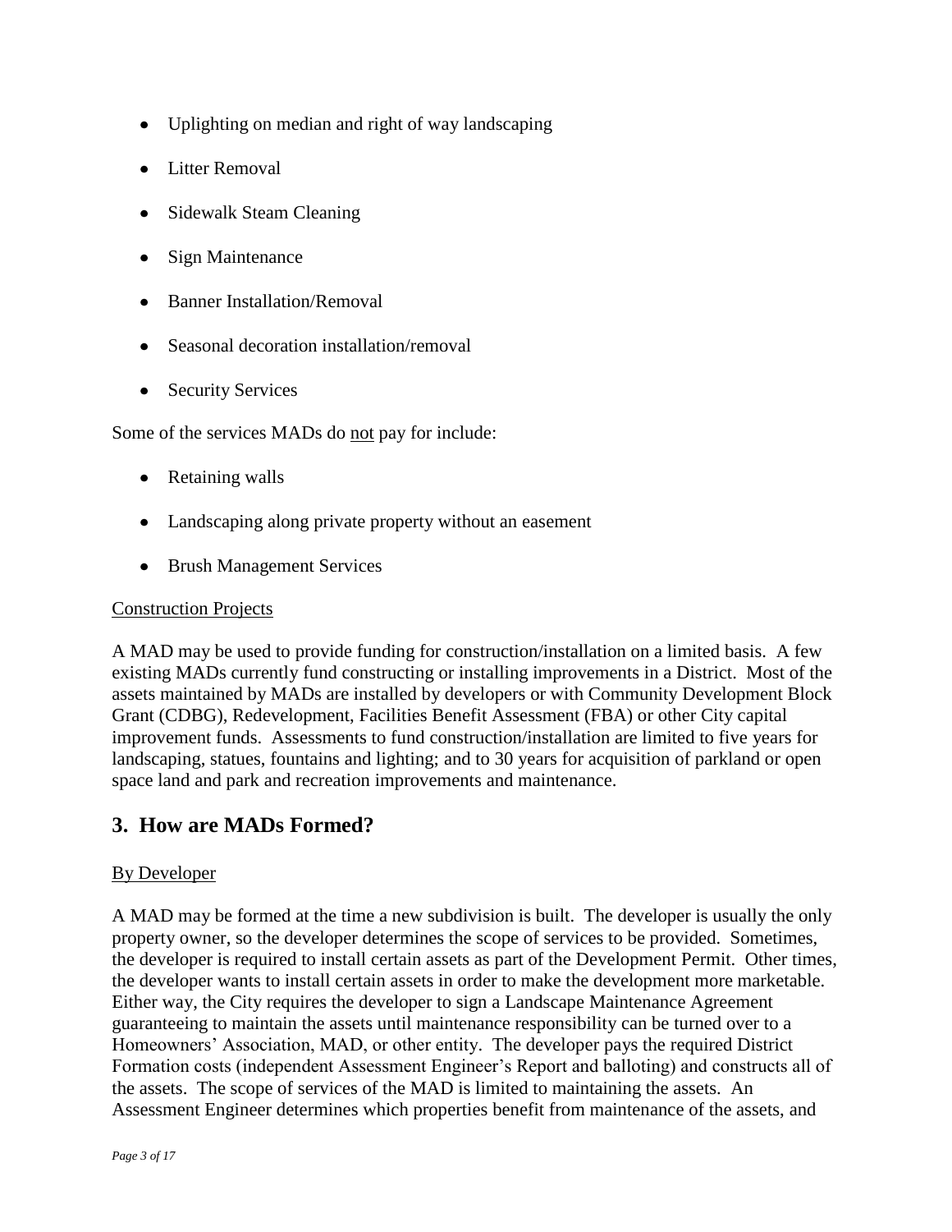- Uplighting on median and right of way landscaping
- Litter Removal
- Sidewalk Steam Cleaning
- Sign Maintenance
- Banner Installation/Removal
- Seasonal decoration installation/removal
- Security Services

Some of the services MADs do not pay for include:

- Retaining walls
- Landscaping along private property without an easement
- Brush Management Services

Construction Projects

A MAD may be used to provide funding for construction/installation on a limited basis. A few existing MADs currently fund constructing or installing improvements in a District. Most of the assets maintained by MADs are installed by developers or with Community Development Block Grant (CDBG), Redevelopment, Facilities Benefit Assessment (FBA) or other City capital improvement funds. Assessments to fund construction/installation are limited to five years for landscaping, statues, fountains and lighting; and to 30 years for acquisition of parkland or open space land and park and recreation improvements and maintenance.

## 3. How are MADs Formed?

By Developer

A MAD may be formed at the time a new subdivision is built. The developer is usually the only property owner, so the developer determines the scope of services to be provided. Sometimes, the developer is required to install certain assets as part of the Development Permit. Other times, the developer wants to install certain assets in order to make the development more marketable. Either way, the City requires the developer to sign a Landscape Maintenance Agreement guaranteeing to maintain the assets until maintenance responsibility can be turned over to a Homeowners' Association, MAD, or other entity. The developer pays the required District Formation costs (independent Assessment Engineer's Report and balloting) and constructs all of the assets. The scope of services of the MAD is limited to maintaining the assets. An Assessment Engineer determines which properties benefit from maintenance of the assets, and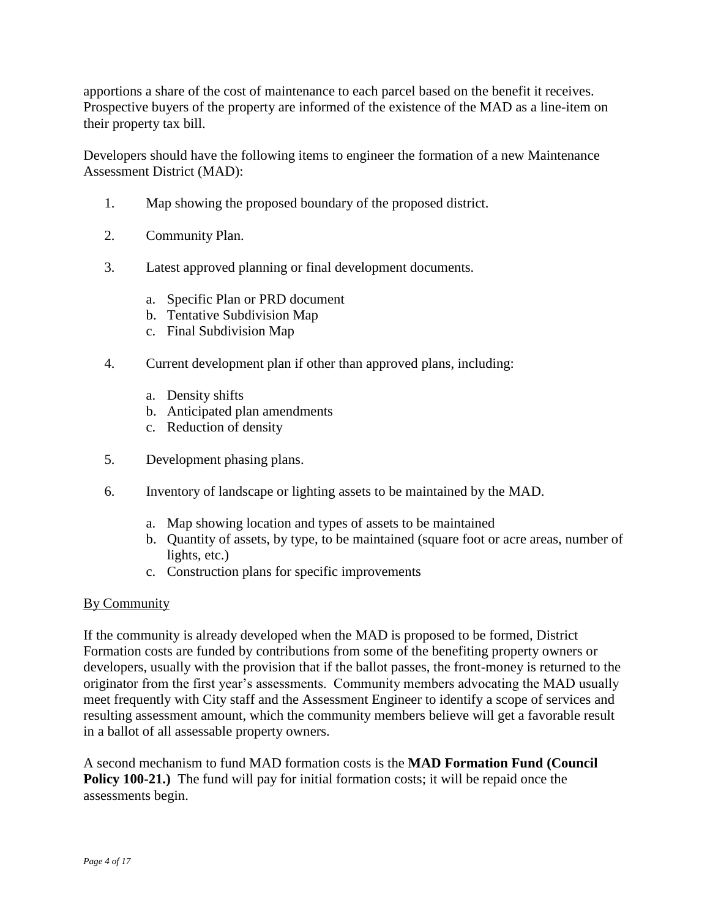apportions a share of the cost of maintenance to each parcel based on the benefit it receives. Prospective buyers of the property are informed of the existence of the MAD as a line-item on their property tax bill.

Developers should have the following items to engineer the formation of a new Maintenance Assessment District (MAD):

1. Map showing the proposed boundary of the proposed district.
2. Community Plan.
3. Latest approved planning or final development documents.
   a. Specific Plan or PRD document
   b. Tentative Subdivision Map
   c. Final Subdivision Map
4. Current development plan if other than approved plans, including:
   a. Density shifts
   b. Anticipated plan amendments
   c. Reduction of density
5. Development phasing plans.
6. Inventory of landscape or lighting assets to be maintained by the MAD.
   a. Map showing location and types of assets to be maintained
   b. Quantity of assets, by type, to be maintained (square foot or acre areas, number of lights, etc.)
   c. Construction plans for specific improvements

<u>By Community</u>

If the community is already developed when the MAD is proposed to be formed, District Formation costs are funded by contributions from some of the benefiting property owners or developers, usually with the provision that if the ballot passes, the front-money is returned to the originator from the first year's assessments. Community members advocating the MAD usually meet frequently with City staff and the Assessment Engineer to identify a scope of services and resulting assessment amount, which the community members believe will get a favorable result in a ballot of all assessable property owners.

A second mechanism to fund MAD formation costs is the **MAD Formation Fund (Council Policy 100-21.)** The fund will pay for initial formation costs; it will be repaid once the assessments begin.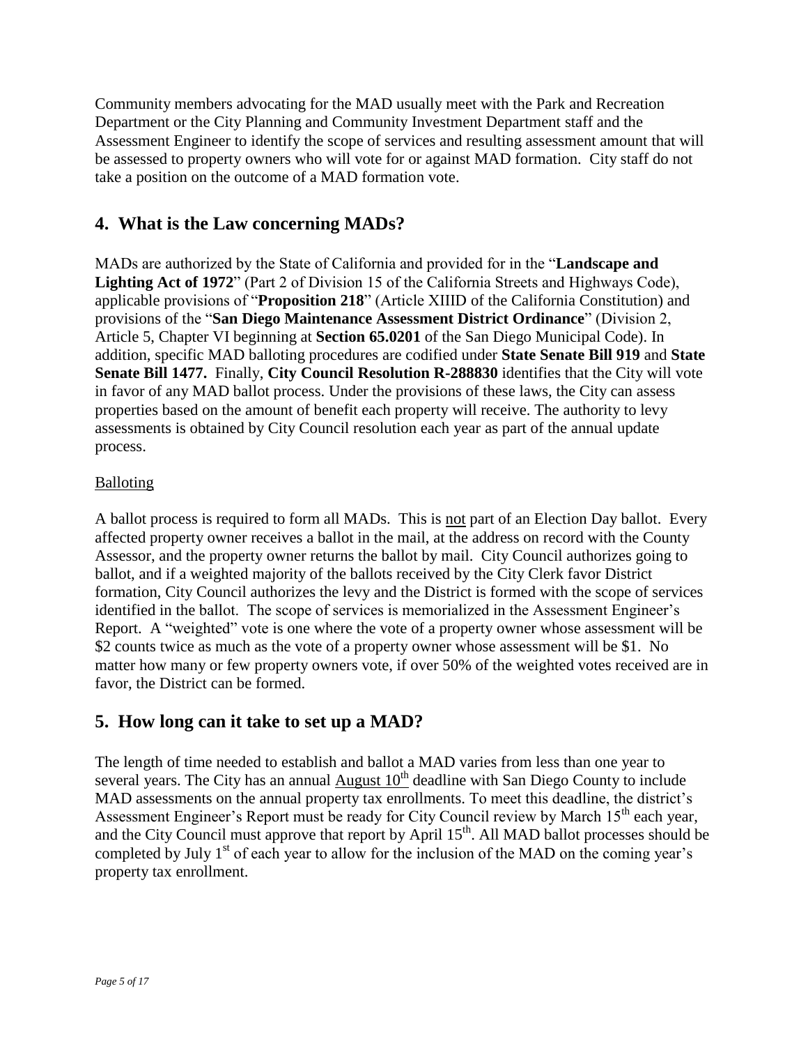Community members advocating for the MAD usually meet with the Park and Recreation Department or the City Planning and Community Investment Department staff and the Assessment Engineer to identify the scope of services and resulting assessment amount that will be assessed to property owners who will vote for or against MAD formation. City staff do not take a position on the outcome of a MAD formation vote.

## 4. What is the Law concerning MADs?

MADs are authorized by the State of California and provided for in the "**Landscape and Lighting Act of 1972**" (Part 2 of Division 15 of the California Streets and Highways Code), applicable provisions of "**Proposition 218**" (Article XIIID of the California Constitution) and provisions of the "**San Diego Maintenance Assessment District Ordinance**" (Division 2, Article 5, Chapter VI beginning at **Section 65.0201** of the San Diego Municipal Code). In addition, specific MAD balloting procedures are codified under **State Senate Bill 919** and **State Senate Bill 1477.** Finally, **City Council Resolution R-288830** identifies that the City will vote in favor of any MAD ballot process. Under the provisions of these laws, the City can assess properties based on the amount of benefit each property will receive. The authority to levy assessments is obtained by City Council resolution each year as part of the annual update process.

<u>Balloting</u>

A ballot process is required to form all MADs. This is <u>not</u> part of an Election Day ballot. Every affected property owner receives a ballot in the mail, at the address on record with the County Assessor, and the property owner returns the ballot by mail. City Council authorizes going to ballot, and if a weighted majority of the ballots received by the City Clerk favor District formation, City Council authorizes the levy and the District is formed with the scope of services identified in the ballot. The scope of services is memorialized in the Assessment Engineer's Report. A "weighted" vote is one where the vote of a property owner whose assessment will be \$2 counts twice as much as the vote of a property owner whose assessment will be \$1. No matter how many or few property owners vote, if over 50% of the weighted votes received are in favor, the District can be formed.

## 5. How long can it take to set up a MAD?

The length of time needed to establish and ballot a MAD varies from less than one year to several years. The City has an annual <u>August 10th</u> deadline with San Diego County to include MAD assessments on the annual property tax enrollments. To meet this deadline, the district's Assessment Engineer's Report must be ready for City Council review by March 15th each year, and the City Council must approve that report by April 15th. All MAD ballot processes should be completed by July 1st of each year to allow for the inclusion of the MAD on the coming year's property tax enrollment.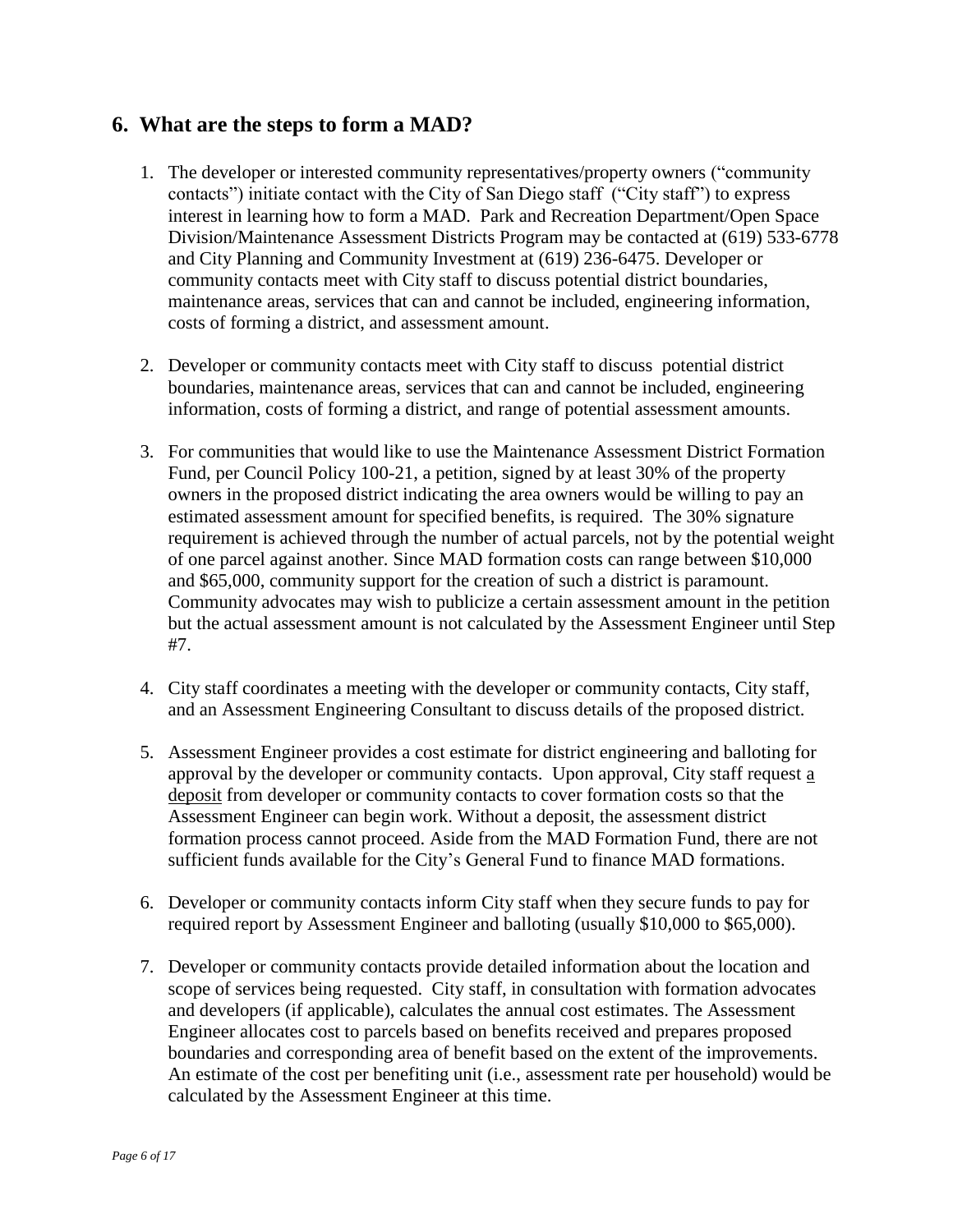## 6. What are the steps to form a MAD?

1. The developer or interested community representatives/property owners ("community contacts") initiate contact with the City of San Diego staff ("City staff") to express interest in learning how to form a MAD. Park and Recreation Department/Open Space Division/Maintenance Assessment Districts Program may be contacted at (619) 533-6778 and City Planning and Community Investment at (619) 236-6475. Developer or community contacts meet with City staff to discuss potential district boundaries, maintenance areas, services that can and cannot be included, engineering information, costs of forming a district, and assessment amount.

2. Developer or community contacts meet with City staff to discuss potential district boundaries, maintenance areas, services that can and cannot be included, engineering information, costs of forming a district, and range of potential assessment amounts.

3. For communities that would like to use the Maintenance Assessment District Formation Fund, per Council Policy 100-21, a petition, signed by at least 30% of the property owners in the proposed district indicating the area owners would be willing to pay an estimated assessment amount for specified benefits, is required. The 30% signature requirement is achieved through the number of actual parcels, not by the potential weight of one parcel against another. Since MAD formation costs can range between $10,000 and $65,000, community support for the creation of such a district is paramount. Community advocates may wish to publicize a certain assessment amount in the petition but the actual assessment amount is not calculated by the Assessment Engineer until Step #7.

4. City staff coordinates a meeting with the developer or community contacts, City staff, and an Assessment Engineering Consultant to discuss details of the proposed district.

5. Assessment Engineer provides a cost estimate for district engineering and balloting for approval by the developer or community contacts. Upon approval, City staff request a deposit from developer or community contacts to cover formation costs so that the Assessment Engineer can begin work. Without a deposit, the assessment district formation process cannot proceed. Aside from the MAD Formation Fund, there are not sufficient funds available for the City's General Fund to finance MAD formations.

6. Developer or community contacts inform City staff when they secure funds to pay for required report by Assessment Engineer and balloting (usually $10,000 to $65,000).

7. Developer or community contacts provide detailed information about the location and scope of services being requested. City staff, in consultation with formation advocates and developers (if applicable), calculates the annual cost estimates. The Assessment Engineer allocates cost to parcels based on benefits received and prepares proposed boundaries and corresponding area of benefit based on the extent of the improvements. An estimate of the cost per benefiting unit (i.e., assessment rate per household) would be calculated by the Assessment Engineer at this time.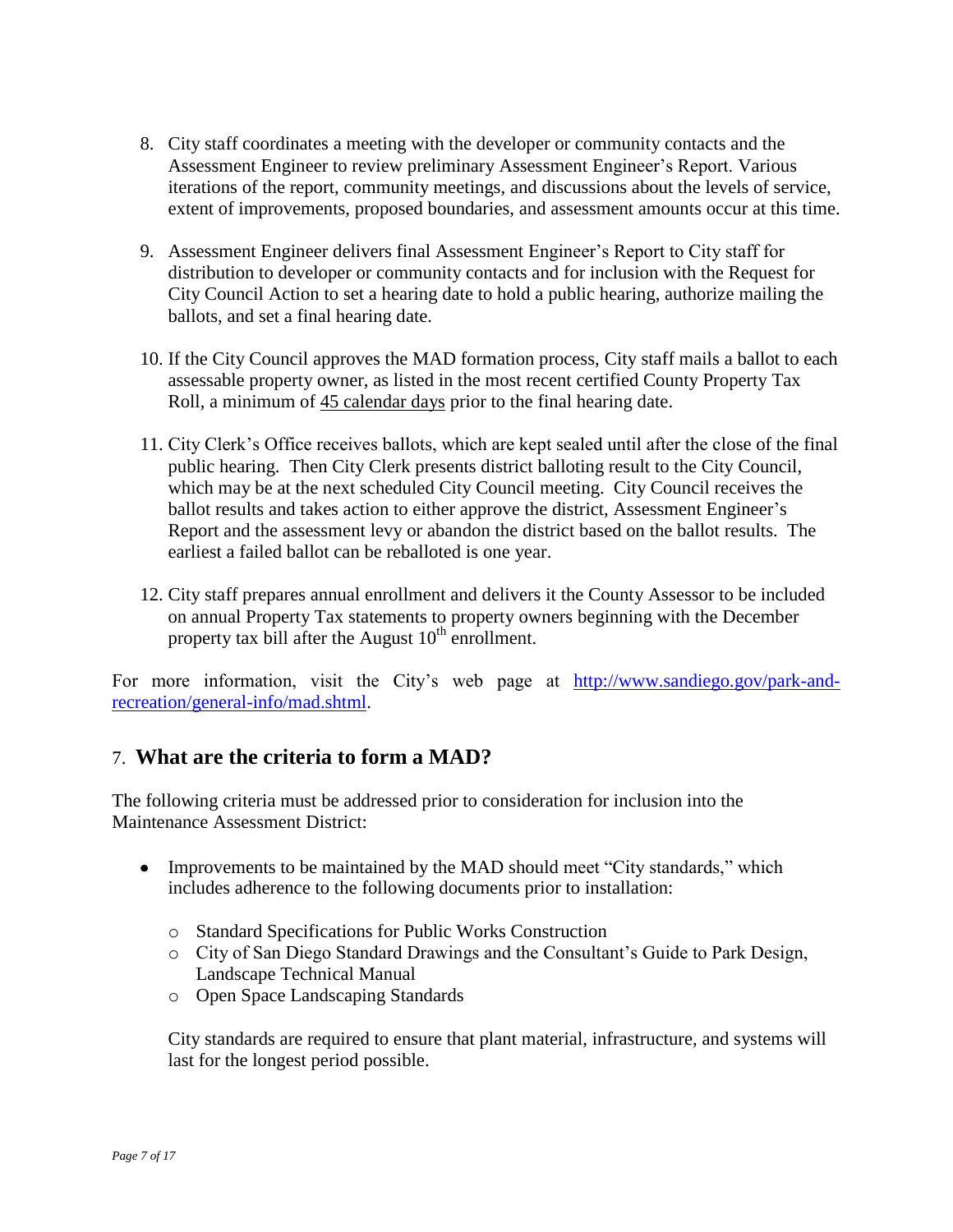8. City staff coordinates a meeting with the developer or community contacts and the Assessment Engineer to review preliminary Assessment Engineer's Report. Various iterations of the report, community meetings, and discussions about the levels of service, extent of improvements, proposed boundaries, and assessment amounts occur at this time.

9. Assessment Engineer delivers final Assessment Engineer's Report to City staff for distribution to developer or community contacts and for inclusion with the Request for City Council Action to set a hearing date to hold a public hearing, authorize mailing the ballots, and set a final hearing date.

10. If the City Council approves the MAD formation process, City staff mails a ballot to each assessable property owner, as listed in the most recent certified County Property Tax Roll, a minimum of 45 calendar days prior to the final hearing date.

11. City Clerk's Office receives ballots, which are kept sealed until after the close of the final public hearing. Then City Clerk presents district balloting result to the City Council, which may be at the next scheduled City Council meeting. City Council receives the ballot results and takes action to either approve the district, Assessment Engineer's Report and the assessment levy or abandon the district based on the ballot results. The earliest a failed ballot can be reballoted is one year.

12. City staff prepares annual enrollment and delivers it the County Assessor to be included on annual Property Tax statements to property owners beginning with the December property tax bill after the August 10th enrollment.

For more information, visit the City's web page at http://www.sandiego.gov/park-and-recreation/general-info/mad.shtml.

## 7. What are the criteria to form a MAD?

The following criteria must be addressed prior to consideration for inclusion into the Maintenance Assessment District:

- Improvements to be maintained by the MAD should meet "City standards," which includes adherence to the following documents prior to installation:
  - Standard Specifications for Public Works Construction
  - City of San Diego Standard Drawings and the Consultant's Guide to Park Design, Landscape Technical Manual
  - Open Space Landscaping Standards

  City standards are required to ensure that plant material, infrastructure, and systems will last for the longest period possible.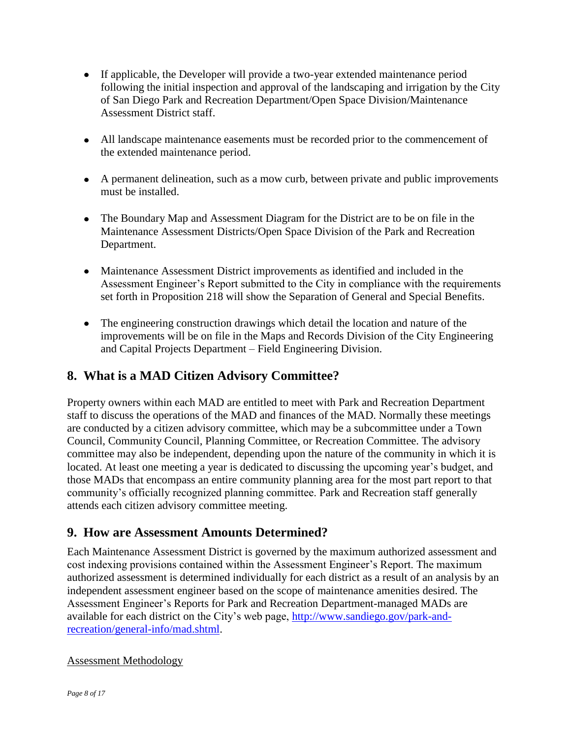- If applicable, the Developer will provide a two-year extended maintenance period following the initial inspection and approval of the landscaping and irrigation by the City of San Diego Park and Recreation Department/Open Space Division/Maintenance Assessment District staff.

- All landscape maintenance easements must be recorded prior to the commencement of the extended maintenance period.

- A permanent delineation, such as a mow curb, between private and public improvements must be installed.

- The Boundary Map and Assessment Diagram for the District are to be on file in the Maintenance Assessment Districts/Open Space Division of the Park and Recreation Department.

- Maintenance Assessment District improvements as identified and included in the Assessment Engineer's Report submitted to the City in compliance with the requirements set forth in Proposition 218 will show the Separation of General and Special Benefits.

- The engineering construction drawings which detail the location and nature of the improvements will be on file in the Maps and Records Division of the City Engineering and Capital Projects Department – Field Engineering Division.

## 8. What is a MAD Citizen Advisory Committee?

Property owners within each MAD are entitled to meet with Park and Recreation Department staff to discuss the operations of the MAD and finances of the MAD. Normally these meetings are conducted by a citizen advisory committee, which may be a subcommittee under a Town Council, Community Council, Planning Committee, or Recreation Committee. The advisory committee may also be independent, depending upon the nature of the community in which it is located. At least one meeting a year is dedicated to discussing the upcoming year's budget, and those MADs that encompass an entire community planning area for the most part report to that community's officially recognized planning committee. Park and Recreation staff generally attends each citizen advisory committee meeting.

## 9. How are Assessment Amounts Determined?

Each Maintenance Assessment District is governed by the maximum authorized assessment and cost indexing provisions contained within the Assessment Engineer's Report. The maximum authorized assessment is determined individually for each district as a result of an analysis by an independent assessment engineer based on the scope of maintenance amenities desired. The Assessment Engineer's Reports for Park and Recreation Department-managed MADs are available for each district on the City's web page, [http://www.sandiego.gov/park-and-recreation/general-info/mad.shtml](http://www.sandiego.gov/park-and-recreation/general-info/mad.shtml).

Assessment Methodology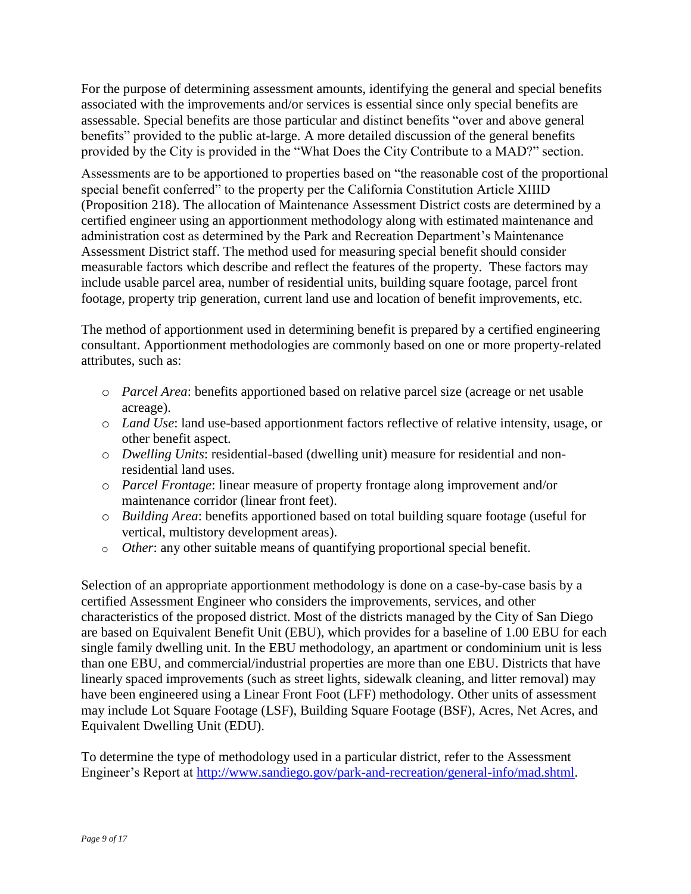For the purpose of determining assessment amounts, identifying the general and special benefits associated with the improvements and/or services is essential since only special benefits are assessable. Special benefits are those particular and distinct benefits "over and above general benefits" provided to the public at-large. A more detailed discussion of the general benefits provided by the City is provided in the "What Does the City Contribute to a MAD?" section.

Assessments are to be apportioned to properties based on "the reasonable cost of the proportional special benefit conferred" to the property per the California Constitution Article XIIID (Proposition 218). The allocation of Maintenance Assessment District costs are determined by a certified engineer using an apportionment methodology along with estimated maintenance and administration cost as determined by the Park and Recreation Department's Maintenance Assessment District staff. The method used for measuring special benefit should consider measurable factors which describe and reflect the features of the property. These factors may include usable parcel area, number of residential units, building square footage, parcel front footage, property trip generation, current land use and location of benefit improvements, etc.

The method of apportionment used in determining benefit is prepared by a certified engineering consultant. Apportionment methodologies are commonly based on one or more property-related attributes, such as:

- *Parcel Area*: benefits apportioned based on relative parcel size (acreage or net usable acreage).
- *Land Use*: land use-based apportionment factors reflective of relative intensity, usage, or other benefit aspect.
- *Dwelling Units*: residential-based (dwelling unit) measure for residential and non-residential land uses.
- *Parcel Frontage*: linear measure of property frontage along improvement and/or maintenance corridor (linear front feet).
- *Building Area*: benefits apportioned based on total building square footage (useful for vertical, multistory development areas).
- *Other*: any other suitable means of quantifying proportional special benefit.

Selection of an appropriate apportionment methodology is done on a case-by-case basis by a certified Assessment Engineer who considers the improvements, services, and other characteristics of the proposed district. Most of the districts managed by the City of San Diego are based on Equivalent Benefit Unit (EBU), which provides for a baseline of 1.00 EBU for each single family dwelling unit. In the EBU methodology, an apartment or condominium unit is less than one EBU, and commercial/industrial properties are more than one EBU. Districts that have linearly spaced improvements (such as street lights, sidewalk cleaning, and litter removal) may have been engineered using a Linear Front Foot (LFF) methodology. Other units of assessment may include Lot Square Footage (LSF), Building Square Footage (BSF), Acres, Net Acres, and Equivalent Dwelling Unit (EDU).

To determine the type of methodology used in a particular district, refer to the Assessment Engineer's Report at [http://www.sandiego.gov/park-and-recreation/general-info/mad.shtml](http://www.sandiego.gov/park-and-recreation/general-info/mad.shtml).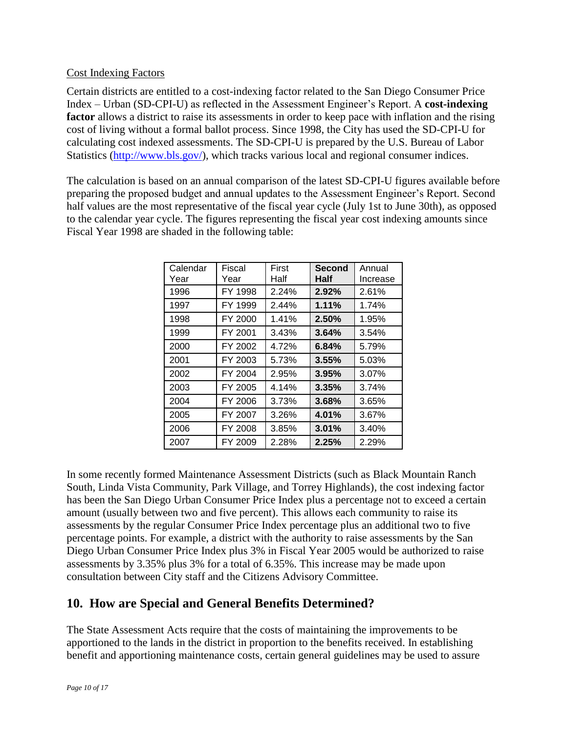Cost Indexing Factors

Certain districts are entitled to a cost-indexing factor related to the San Diego Consumer Price Index – Urban (SD-CPI-U) as reflected in the Assessment Engineer's Report. A **cost-indexing factor** allows a district to raise its assessments in order to keep pace with inflation and the rising cost of living without a formal ballot process. Since 1998, the City has used the SD-CPI-U for calculating cost indexed assessments. The SD-CPI-U is prepared by the U.S. Bureau of Labor Statistics (http://www.bls.gov/), which tracks various local and regional consumer indices.

The calculation is based on an annual comparison of the latest SD-CPI-U figures available before preparing the proposed budget and annual updates to the Assessment Engineer's Report. Second half values are the most representative of the fiscal year cycle (July 1st to June 30th), as opposed to the calendar year cycle. The figures representing the fiscal year cost indexing amounts since Fiscal Year 1998 are shaded in the following table:

| Calendar Year | Fiscal Year | First Half | **Second Half** | Annual Increase |
|---|---|---|---|---|
| 1996 | FY 1998 | 2.24% | **2.92%** | 2.61% |
| 1997 | FY 1999 | 2.44% | **1.11%** | 1.74% |
| 1998 | FY 2000 | 1.41% | **2.50%** | 1.95% |
| 1999 | FY 2001 | 3.43% | **3.64%** | 3.54% |
| 2000 | FY 2002 | 4.72% | **6.84%** | 5.79% |
| 2001 | FY 2003 | 5.73% | **3.55%** | 5.03% |
| 2002 | FY 2004 | 2.95% | **3.95%** | 3.07% |
| 2003 | FY 2005 | 4.14% | **3.35%** | 3.74% |
| 2004 | FY 2006 | 3.73% | **3.68%** | 3.65% |
| 2005 | FY 2007 | 3.26% | **4.01%** | 3.67% |
| 2006 | FY 2008 | 3.85% | **3.01%** | 3.40% |
| 2007 | FY 2009 | 2.28% | **2.25%** | 2.29% |

In some recently formed Maintenance Assessment Districts (such as Black Mountain Ranch South, Linda Vista Community, Park Village, and Torrey Highlands), the cost indexing factor has been the San Diego Urban Consumer Price Index plus a percentage not to exceed a certain amount (usually between two and five percent). This allows each community to raise its assessments by the regular Consumer Price Index percentage plus an additional two to five percentage points. For example, a district with the authority to raise assessments by the San Diego Urban Consumer Price Index plus 3% in Fiscal Year 2005 would be authorized to raise assessments by 3.35% plus 3% for a total of 6.35%. This increase may be made upon consultation between City staff and the Citizens Advisory Committee.

## 10. How are Special and General Benefits Determined?

The State Assessment Acts require that the costs of maintaining the improvements to be apportioned to the lands in the district in proportion to the benefits received. In establishing benefit and apportioning maintenance costs, certain general guidelines may be used to assure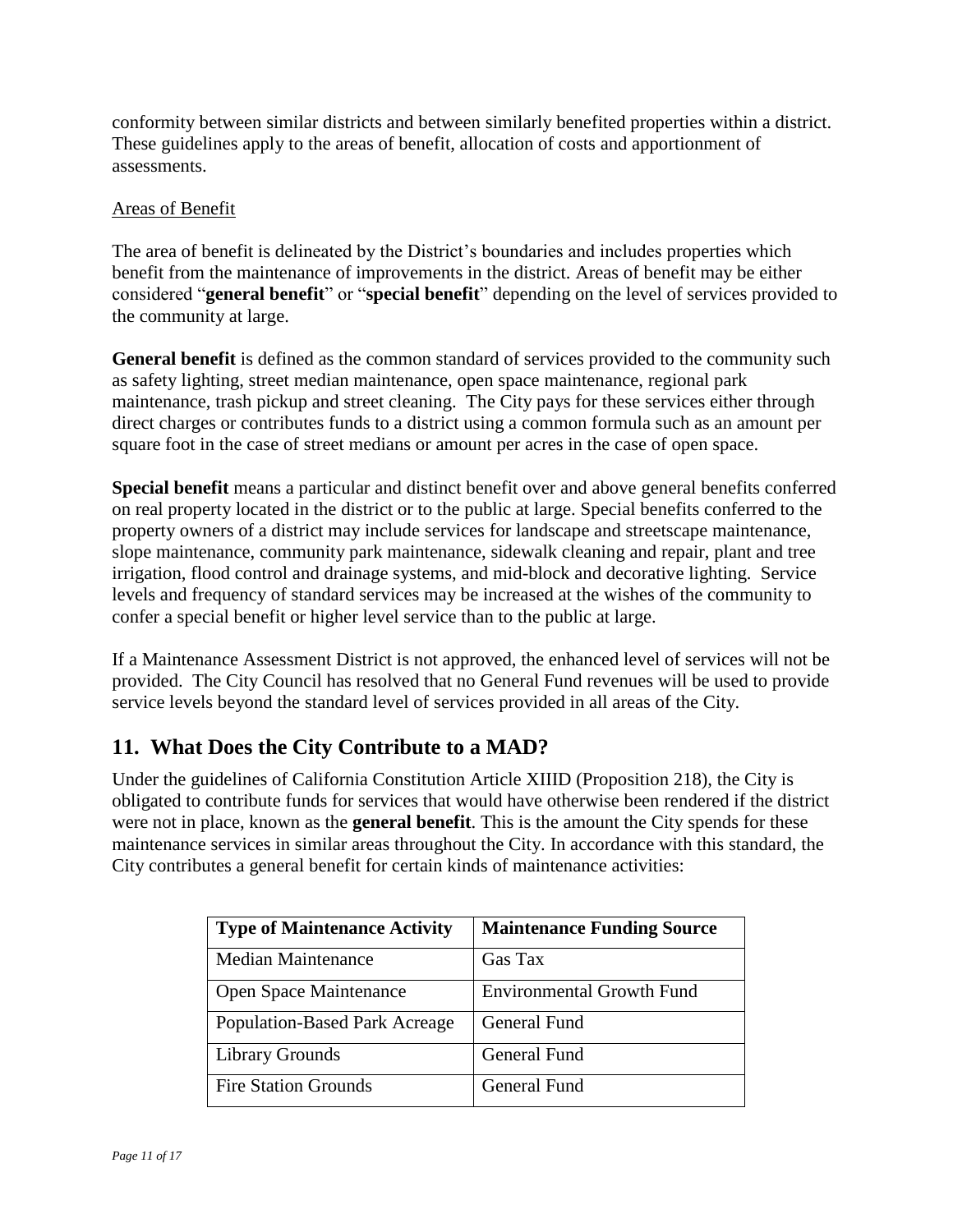conformity between similar districts and between similarly benefited properties within a district. These guidelines apply to the areas of benefit, allocation of costs and apportionment of assessments.

Areas of Benefit

The area of benefit is delineated by the District's boundaries and includes properties which benefit from the maintenance of improvements in the district. Areas of benefit may be either considered "**general benefit**" or "**special benefit**" depending on the level of services provided to the community at large.

**General benefit** is defined as the common standard of services provided to the community such as safety lighting, street median maintenance, open space maintenance, regional park maintenance, trash pickup and street cleaning. The City pays for these services either through direct charges or contributes funds to a district using a common formula such as an amount per square foot in the case of street medians or amount per acres in the case of open space.

**Special benefit** means a particular and distinct benefit over and above general benefits conferred on real property located in the district or to the public at large. Special benefits conferred to the property owners of a district may include services for landscape and streetscape maintenance, slope maintenance, community park maintenance, sidewalk cleaning and repair, plant and tree irrigation, flood control and drainage systems, and mid-block and decorative lighting. Service levels and frequency of standard services may be increased at the wishes of the community to confer a special benefit or higher level service than to the public at large.

If a Maintenance Assessment District is not approved, the enhanced level of services will not be provided. The City Council has resolved that no General Fund revenues will be used to provide service levels beyond the standard level of services provided in all areas of the City.

## 11. What Does the City Contribute to a MAD?

Under the guidelines of California Constitution Article XIIID (Proposition 218), the City is obligated to contribute funds for services that would have otherwise been rendered if the district were not in place, known as the **general benefit**. This is the amount the City spends for these maintenance services in similar areas throughout the City. In accordance with this standard, the City contributes a general benefit for certain kinds of maintenance activities:

| Type of Maintenance Activity | Maintenance Funding Source |
|---|---|
| Median Maintenance | Gas Tax |
| Open Space Maintenance | Environmental Growth Fund |
| Population-Based Park Acreage | General Fund |
| Library Grounds | General Fund |
| Fire Station Grounds | General Fund |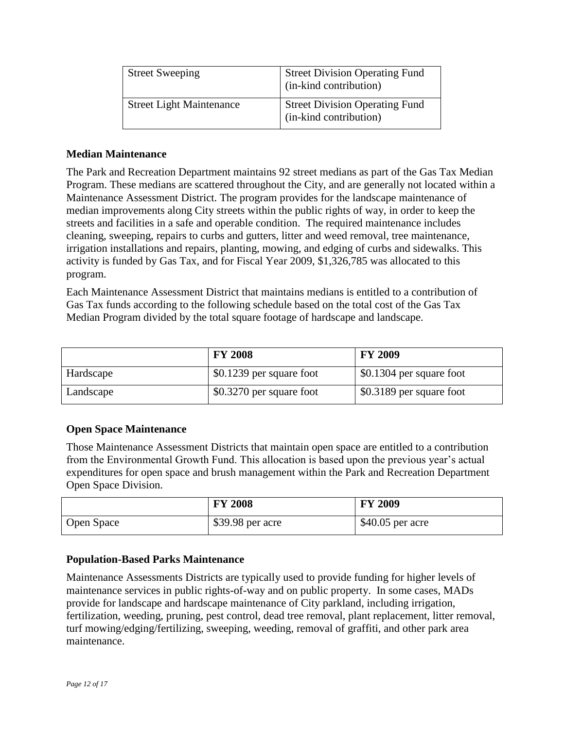| Street Sweeping | Street Division Operating Fund (in-kind contribution) |
|---|---|
| Street Light Maintenance | Street Division Operating Fund (in-kind contribution) |

**Median Maintenance**

The Park and Recreation Department maintains 92 street medians as part of the Gas Tax Median Program. These medians are scattered throughout the City, and are generally not located within a Maintenance Assessment District. The program provides for the landscape maintenance of median improvements along City streets within the public rights of way, in order to keep the streets and facilities in a safe and operable condition. The required maintenance includes cleaning, sweeping, repairs to curbs and gutters, litter and weed removal, tree maintenance, irrigation installations and repairs, planting, mowing, and edging of curbs and sidewalks. This activity is funded by Gas Tax, and for Fiscal Year 2009, $1,326,785 was allocated to this program.

Each Maintenance Assessment District that maintains medians is entitled to a contribution of Gas Tax funds according to the following schedule based on the total cost of the Gas Tax Median Program divided by the total square footage of hardscape and landscape.

| | FY 2008 | FY 2009 |
|---|---|---|
| Hardscape | $0.1239 per square foot | $0.1304 per square foot |
| Landscape | $0.3270 per square foot | $0.3189 per square foot |

**Open Space Maintenance**

Those Maintenance Assessment Districts that maintain open space are entitled to a contribution from the Environmental Growth Fund. This allocation is based upon the previous year's actual expenditures for open space and brush management within the Park and Recreation Department Open Space Division.

| | FY 2008 | FY 2009 |
|---|---|---|
| Open Space | $39.98 per acre | $40.05 per acre |

**Population-Based Parks Maintenance**

Maintenance Assessments Districts are typically used to provide funding for higher levels of maintenance services in public rights-of-way and on public property. In some cases, MADs provide for landscape and hardscape maintenance of City parkland, including irrigation, fertilization, weeding, pruning, pest control, dead tree removal, plant replacement, litter removal, turf mowing/edging/fertilizing, sweeping, weeding, removal of graffiti, and other park area maintenance.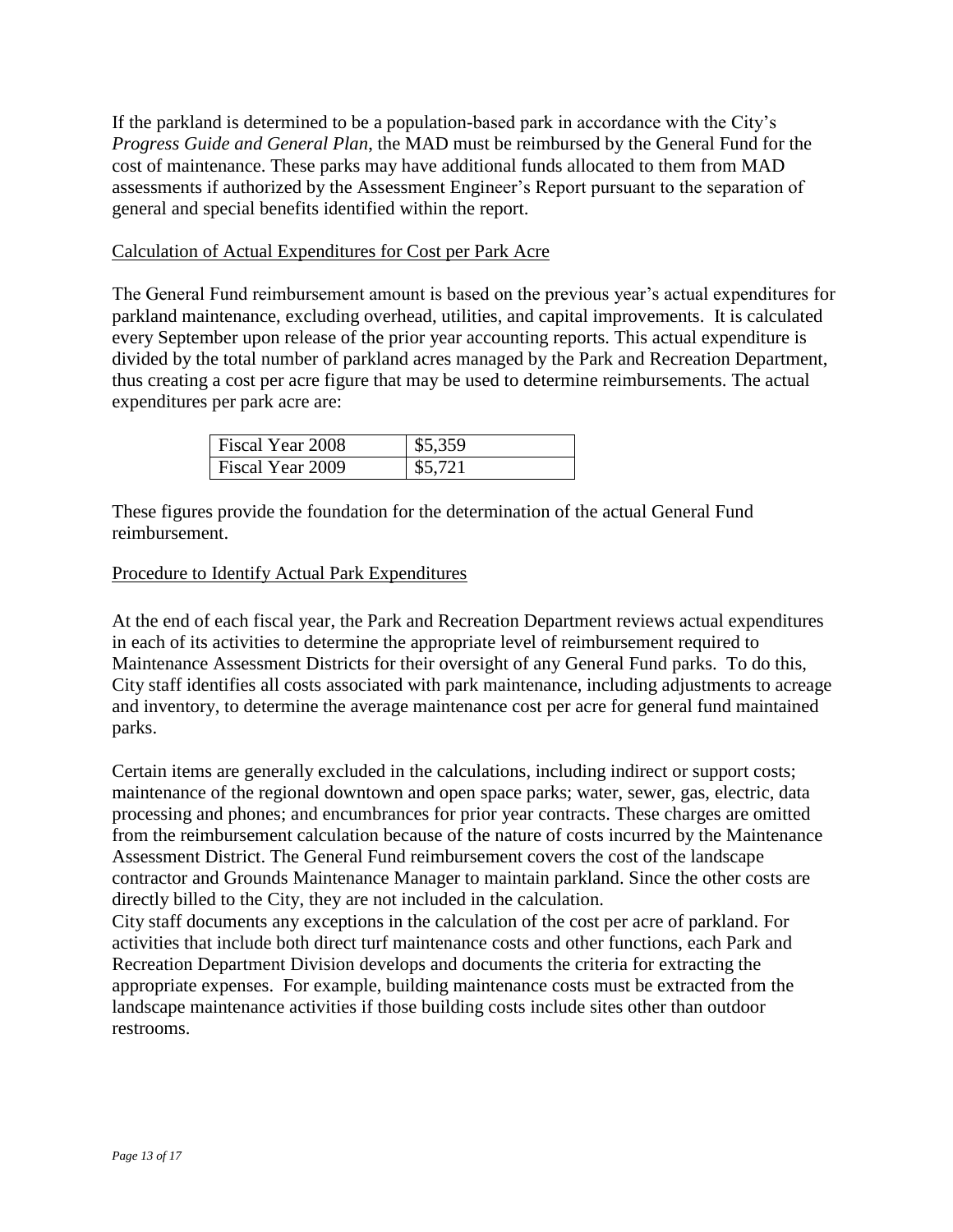If the parkland is determined to be a population-based park in accordance with the City's *Progress Guide and General Plan*, the MAD must be reimbursed by the General Fund for the cost of maintenance. These parks may have additional funds allocated to them from MAD assessments if authorized by the Assessment Engineer's Report pursuant to the separation of general and special benefits identified within the report.

<u>Calculation of Actual Expenditures for Cost per Park Acre</u>

The General Fund reimbursement amount is based on the previous year's actual expenditures for parkland maintenance, excluding overhead, utilities, and capital improvements. It is calculated every September upon release of the prior year accounting reports. This actual expenditure is divided by the total number of parkland acres managed by the Park and Recreation Department, thus creating a cost per acre figure that may be used to determine reimbursements. The actual expenditures per park acre are:

| Fiscal Year 2008 | \$5,359 |
|---|---|
| Fiscal Year 2009 | \$5,721 |

These figures provide the foundation for the determination of the actual General Fund reimbursement.

<u>Procedure to Identify Actual Park Expenditures</u>

At the end of each fiscal year, the Park and Recreation Department reviews actual expenditures in each of its activities to determine the appropriate level of reimbursement required to Maintenance Assessment Districts for their oversight of any General Fund parks. To do this, City staff identifies all costs associated with park maintenance, including adjustments to acreage and inventory, to determine the average maintenance cost per acre for general fund maintained parks.

Certain items are generally excluded in the calculations, including indirect or support costs; maintenance of the regional downtown and open space parks; water, sewer, gas, electric, data processing and phones; and encumbrances for prior year contracts. These charges are omitted from the reimbursement calculation because of the nature of costs incurred by the Maintenance Assessment District. The General Fund reimbursement covers the cost of the landscape contractor and Grounds Maintenance Manager to maintain parkland. Since the other costs are directly billed to the City, they are not included in the calculation.

City staff documents any exceptions in the calculation of the cost per acre of parkland. For activities that include both direct turf maintenance costs and other functions, each Park and Recreation Department Division develops and documents the criteria for extracting the appropriate expenses. For example, building maintenance costs must be extracted from the landscape maintenance activities if those building costs include sites other than outdoor restrooms.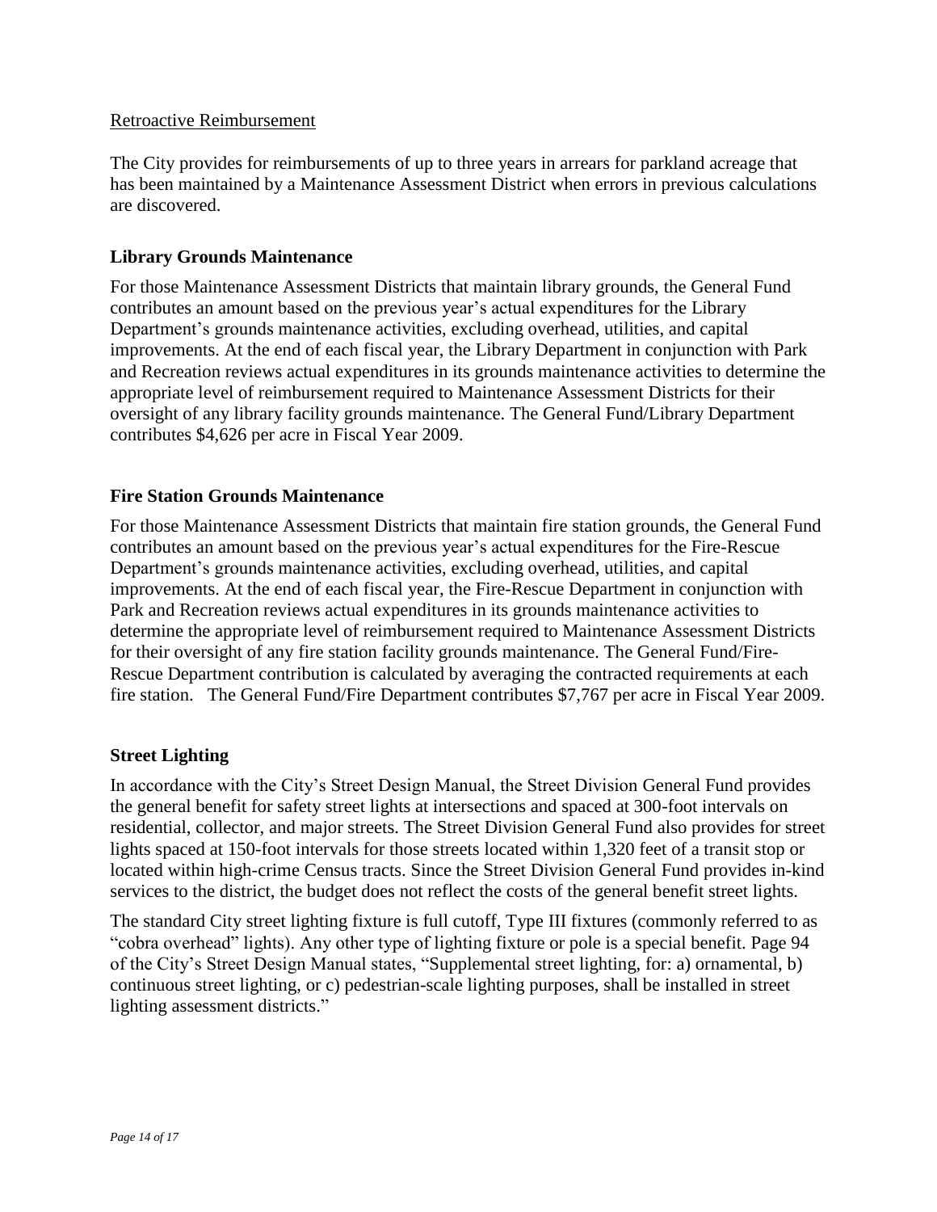Retroactive Reimbursement

The City provides for reimbursements of up to three years in arrears for parkland acreage that has been maintained by a Maintenance Assessment District when errors in previous calculations are discovered.

### Library Grounds Maintenance

For those Maintenance Assessment Districts that maintain library grounds, the General Fund contributes an amount based on the previous year's actual expenditures for the Library Department's grounds maintenance activities, excluding overhead, utilities, and capital improvements. At the end of each fiscal year, the Library Department in conjunction with Park and Recreation reviews actual expenditures in its grounds maintenance activities to determine the appropriate level of reimbursement required to Maintenance Assessment Districts for their oversight of any library facility grounds maintenance. The General Fund/Library Department contributes $4,626 per acre in Fiscal Year 2009.

### Fire Station Grounds Maintenance

For those Maintenance Assessment Districts that maintain fire station grounds, the General Fund contributes an amount based on the previous year's actual expenditures for the Fire-Rescue Department's grounds maintenance activities, excluding overhead, utilities, and capital improvements. At the end of each fiscal year, the Fire-Rescue Department in conjunction with Park and Recreation reviews actual expenditures in its grounds maintenance activities to determine the appropriate level of reimbursement required to Maintenance Assessment Districts for their oversight of any fire station facility grounds maintenance. The General Fund/Fire-Rescue Department contribution is calculated by averaging the contracted requirements at each fire station. The General Fund/Fire Department contributes $7,767 per acre in Fiscal Year 2009.

### Street Lighting

In accordance with the City's Street Design Manual, the Street Division General Fund provides the general benefit for safety street lights at intersections and spaced at 300-foot intervals on residential, collector, and major streets. The Street Division General Fund also provides for street lights spaced at 150-foot intervals for those streets located within 1,320 feet of a transit stop or located within high-crime Census tracts. Since the Street Division General Fund provides in-kind services to the district, the budget does not reflect the costs of the general benefit street lights.

The standard City street lighting fixture is full cutoff, Type III fixtures (commonly referred to as "cobra overhead" lights). Any other type of lighting fixture or pole is a special benefit. Page 94 of the City's Street Design Manual states, "Supplemental street lighting, for: a) ornamental, b) continuous street lighting, or c) pedestrian-scale lighting purposes, shall be installed in street lighting assessment districts."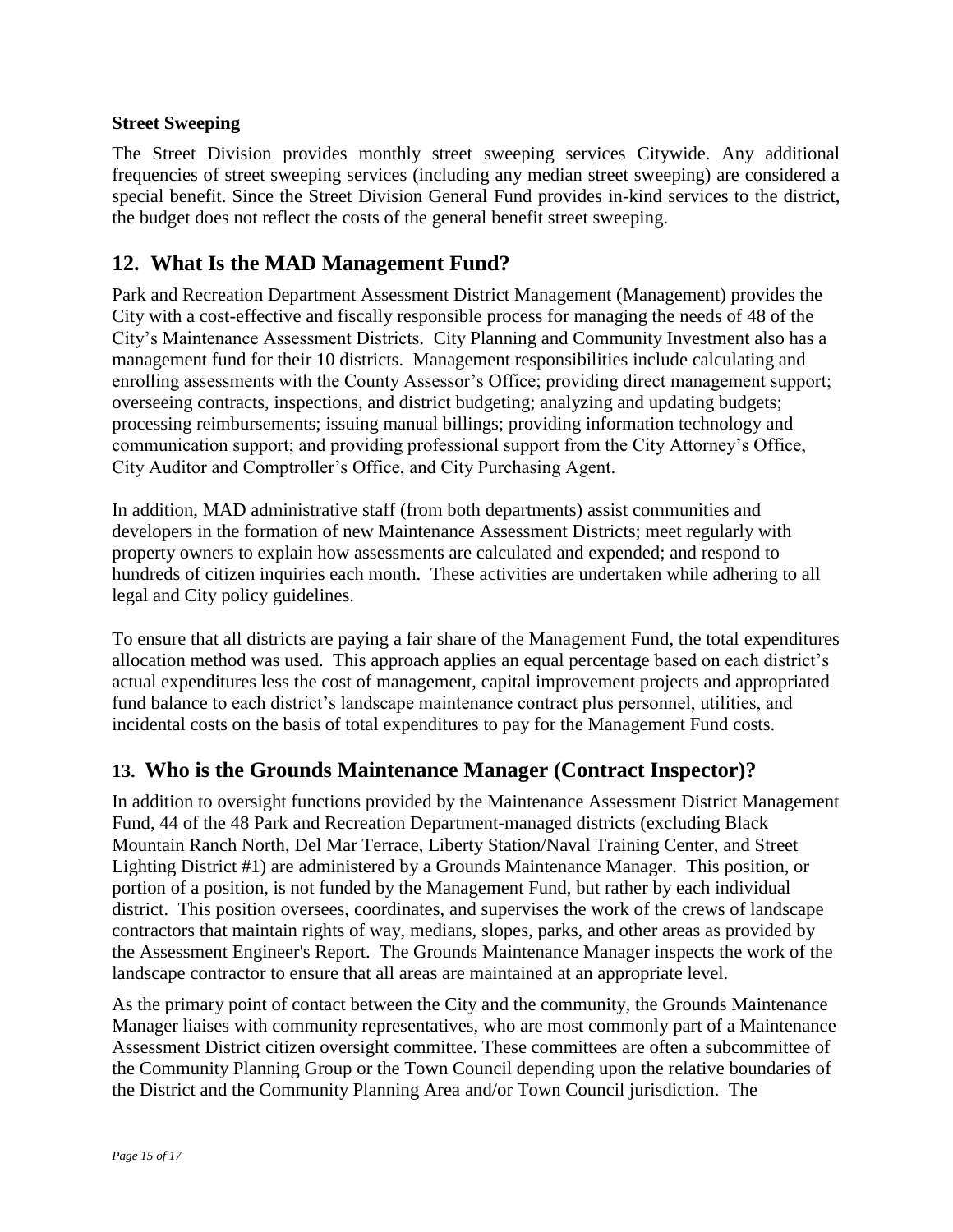**Street Sweeping**

The Street Division provides monthly street sweeping services Citywide. Any additional frequencies of street sweeping services (including any median street sweeping) are considered a special benefit. Since the Street Division General Fund provides in-kind services to the district, the budget does not reflect the costs of the general benefit street sweeping.

## 12. What Is the MAD Management Fund?

Park and Recreation Department Assessment District Management (Management) provides the City with a cost-effective and fiscally responsible process for managing the needs of 48 of the City's Maintenance Assessment Districts. City Planning and Community Investment also has a management fund for their 10 districts. Management responsibilities include calculating and enrolling assessments with the County Assessor's Office; providing direct management support; overseeing contracts, inspections, and district budgeting; analyzing and updating budgets; processing reimbursements; issuing manual billings; providing information technology and communication support; and providing professional support from the City Attorney's Office, City Auditor and Comptroller's Office, and City Purchasing Agent.

In addition, MAD administrative staff (from both departments) assist communities and developers in the formation of new Maintenance Assessment Districts; meet regularly with property owners to explain how assessments are calculated and expended; and respond to hundreds of citizen inquiries each month. These activities are undertaken while adhering to all legal and City policy guidelines.

To ensure that all districts are paying a fair share of the Management Fund, the total expenditures allocation method was used. This approach applies an equal percentage based on each district's actual expenditures less the cost of management, capital improvement projects and appropriated fund balance to each district's landscape maintenance contract plus personnel, utilities, and incidental costs on the basis of total expenditures to pay for the Management Fund costs.

## 13. Who is the Grounds Maintenance Manager (Contract Inspector)?

In addition to oversight functions provided by the Maintenance Assessment District Management Fund, 44 of the 48 Park and Recreation Department-managed districts (excluding Black Mountain Ranch North, Del Mar Terrace, Liberty Station/Naval Training Center, and Street Lighting District #1) are administered by a Grounds Maintenance Manager. This position, or portion of a position, is not funded by the Management Fund, but rather by each individual district. This position oversees, coordinates, and supervises the work of the crews of landscape contractors that maintain rights of way, medians, slopes, parks, and other areas as provided by the Assessment Engineer's Report. The Grounds Maintenance Manager inspects the work of the landscape contractor to ensure that all areas are maintained at an appropriate level.

As the primary point of contact between the City and the community, the Grounds Maintenance Manager liaises with community representatives, who are most commonly part of a Maintenance Assessment District citizen oversight committee. These committees are often a subcommittee of the Community Planning Group or the Town Council depending upon the relative boundaries of the District and the Community Planning Area and/or Town Council jurisdiction. The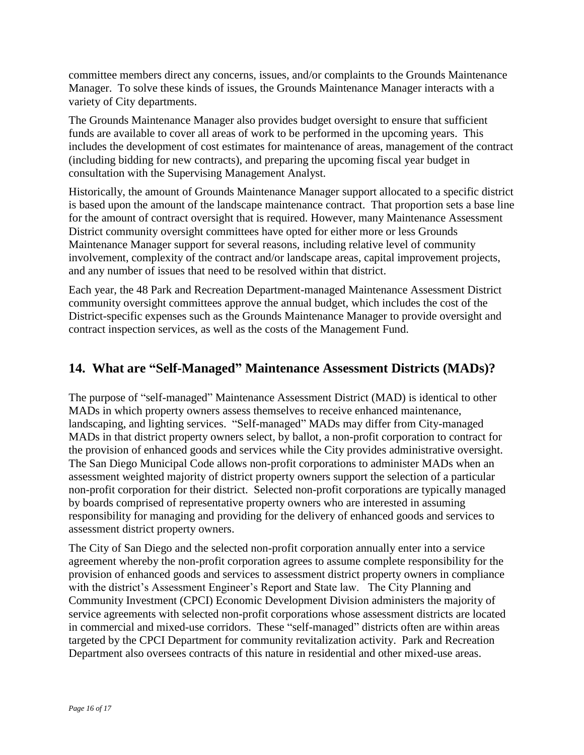committee members direct any concerns, issues, and/or complaints to the Grounds Maintenance Manager. To solve these kinds of issues, the Grounds Maintenance Manager interacts with a variety of City departments.

The Grounds Maintenance Manager also provides budget oversight to ensure that sufficient funds are available to cover all areas of work to be performed in the upcoming years. This includes the development of cost estimates for maintenance of areas, management of the contract (including bidding for new contracts), and preparing the upcoming fiscal year budget in consultation with the Supervising Management Analyst.

Historically, the amount of Grounds Maintenance Manager support allocated to a specific district is based upon the amount of the landscape maintenance contract. That proportion sets a base line for the amount of contract oversight that is required. However, many Maintenance Assessment District community oversight committees have opted for either more or less Grounds Maintenance Manager support for several reasons, including relative level of community involvement, complexity of the contract and/or landscape areas, capital improvement projects, and any number of issues that need to be resolved within that district.

Each year, the 48 Park and Recreation Department-managed Maintenance Assessment District community oversight committees approve the annual budget, which includes the cost of the District-specific expenses such as the Grounds Maintenance Manager to provide oversight and contract inspection services, as well as the costs of the Management Fund.

## 14. What are "Self-Managed" Maintenance Assessment Districts (MADs)?

The purpose of "self-managed" Maintenance Assessment District (MAD) is identical to other MADs in which property owners assess themselves to receive enhanced maintenance, landscaping, and lighting services. "Self-managed" MADs may differ from City-managed MADs in that district property owners select, by ballot, a non-profit corporation to contract for the provision of enhanced goods and services while the City provides administrative oversight. The San Diego Municipal Code allows non-profit corporations to administer MADs when an assessment weighted majority of district property owners support the selection of a particular non-profit corporation for their district. Selected non-profit corporations are typically managed by boards comprised of representative property owners who are interested in assuming responsibility for managing and providing for the delivery of enhanced goods and services to assessment district property owners.

The City of San Diego and the selected non-profit corporation annually enter into a service agreement whereby the non-profit corporation agrees to assume complete responsibility for the provision of enhanced goods and services to assessment district property owners in compliance with the district's Assessment Engineer's Report and State law. The City Planning and Community Investment (CPCI) Economic Development Division administers the majority of service agreements with selected non-profit corporations whose assessment districts are located in commercial and mixed-use corridors. These "self-managed" districts often are within areas targeted by the CPCI Department for community revitalization activity. Park and Recreation Department also oversees contracts of this nature in residential and other mixed-use areas.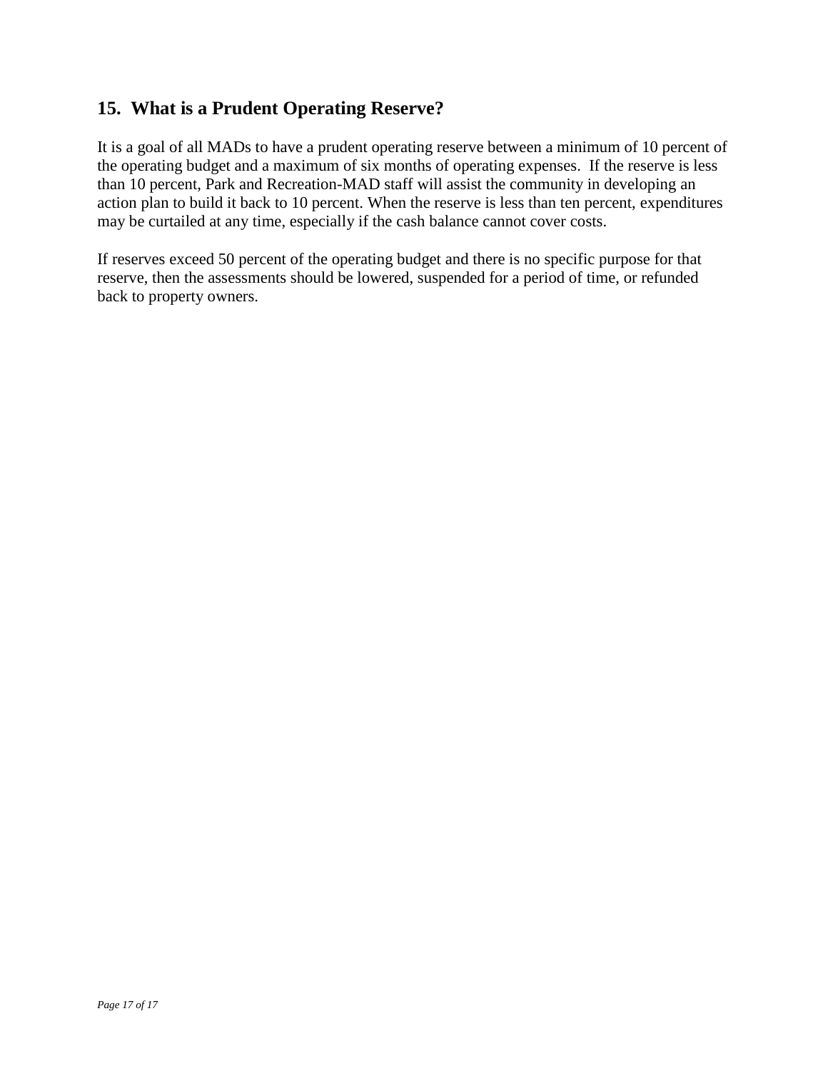## 15. What is a Prudent Operating Reserve?

It is a goal of all MADs to have a prudent operating reserve between a minimum of 10 percent of the operating budget and a maximum of six months of operating expenses. If the reserve is less than 10 percent, Park and Recreation-MAD staff will assist the community in developing an action plan to build it back to 10 percent. When the reserve is less than ten percent, expenditures may be curtailed at any time, especially if the cash balance cannot cover costs.

If reserves exceed 50 percent of the operating budget and there is no specific purpose for that reserve, then the assessments should be lowered, suspended for a period of time, or refunded back to property owners.